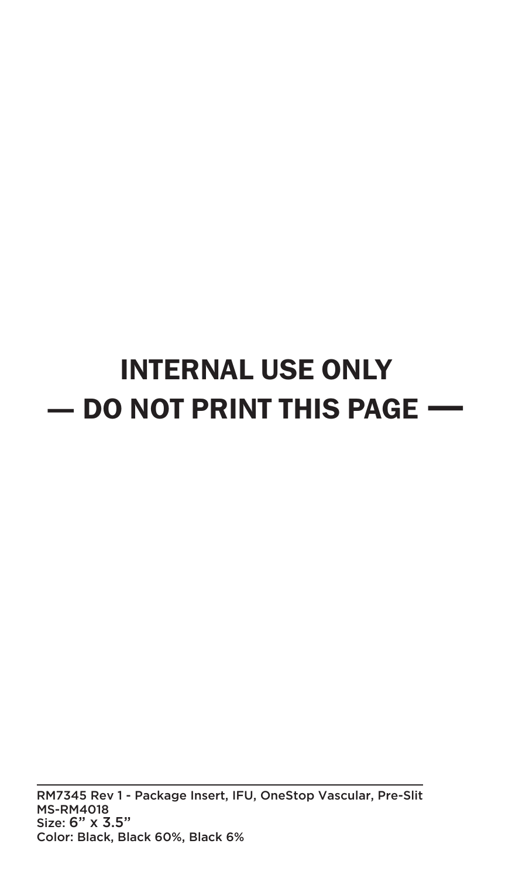# INTERNAL USE ONLY
# — DO NOT PRINT THIS PAGE —

---

RM7345 Rev 1 - Package Insert, IFU, OneStop Vascular, Pre-Slit
MS-RM4018
Size: 6" x 3.5"
Color: Black, Black 60%, Black 6%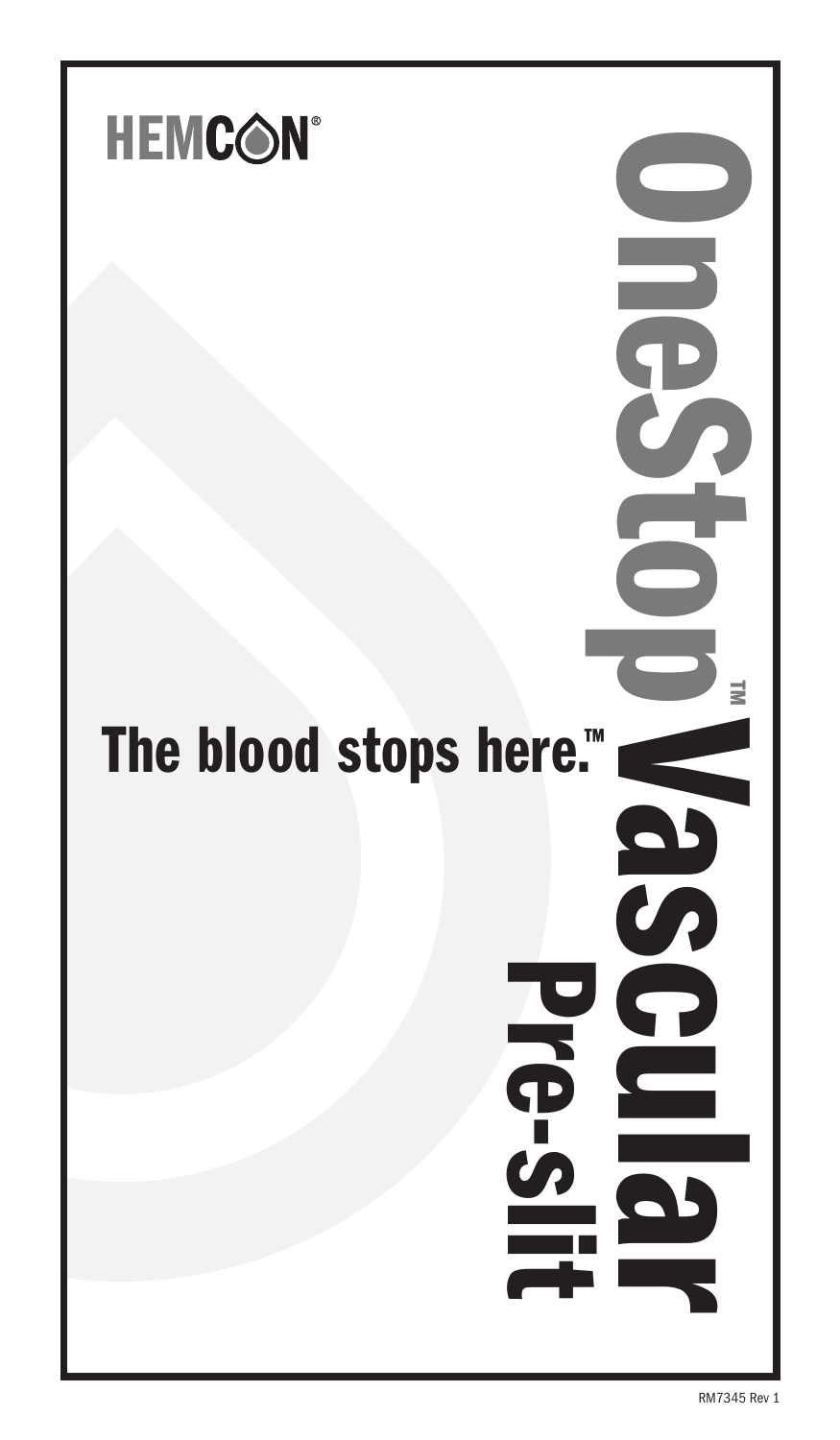HEMCON®

# OneStop™ Vascular Pre-slit

The blood stops here.™

RM7345 Rev 1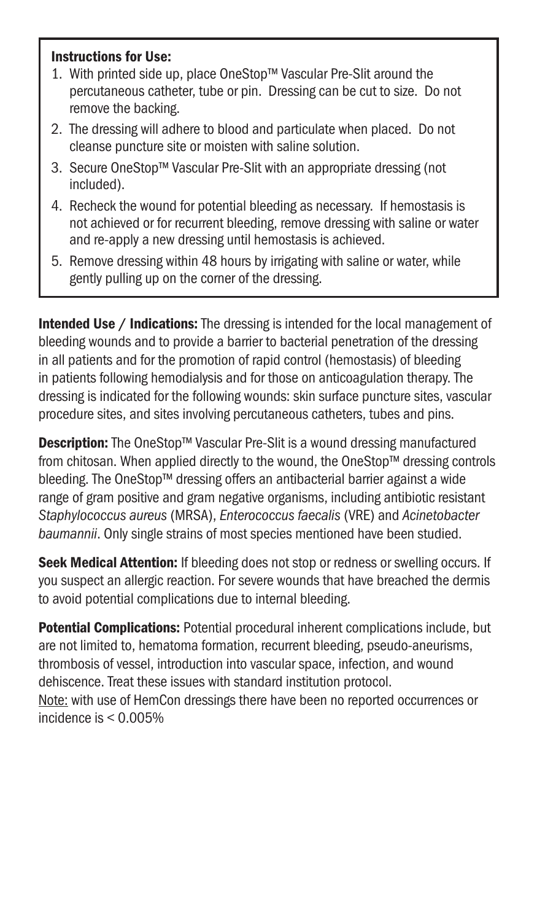**Instructions for Use:**

1. With printed side up, place OneStop™ Vascular Pre-Slit around the percutaneous catheter, tube or pin. Dressing can be cut to size. Do not remove the backing.
2. The dressing will adhere to blood and particulate when placed. Do not cleanse puncture site or moisten with saline solution.
3. Secure OneStop™ Vascular Pre-Slit with an appropriate dressing (not included).
4. Recheck the wound for potential bleeding as necessary. If hemostasis is not achieved or for recurrent bleeding, remove dressing with saline or water and re-apply a new dressing until hemostasis is achieved.
5. Remove dressing within 48 hours by irrigating with saline or water, while gently pulling up on the corner of the dressing.

**Intended Use / Indications:** The dressing is intended for the local management of bleeding wounds and to provide a barrier to bacterial penetration of the dressing in all patients and for the promotion of rapid control (hemostasis) of bleeding in patients following hemodialysis and for those on anticoagulation therapy. The dressing is indicated for the following wounds: skin surface puncture sites, vascular procedure sites, and sites involving percutaneous catheters, tubes and pins.

**Description:** The OneStop™ Vascular Pre-Slit is a wound dressing manufactured from chitosan. When applied directly to the wound, the OneStop™ dressing controls bleeding. The OneStop™ dressing offers an antibacterial barrier against a wide range of gram positive and gram negative organisms, including antibiotic resistant *Staphylococcus aureus* (MRSA), *Enterococcus faecalis* (VRE) and *Acinetobacter baumannii*. Only single strains of most species mentioned have been studied.

**Seek Medical Attention:** If bleeding does not stop or redness or swelling occurs. If you suspect an allergic reaction. For severe wounds that have breached the dermis to avoid potential complications due to internal bleeding.

**Potential Complications:** Potential procedural inherent complications include, but are not limited to, hematoma formation, recurrent bleeding, pseudo-aneurisms, thrombosis of vessel, introduction into vascular space, infection, and wound dehiscence. Treat these issues with standard institution protocol.
Note: with use of HemCon dressings there have been no reported occurrences or incidence is < 0.005%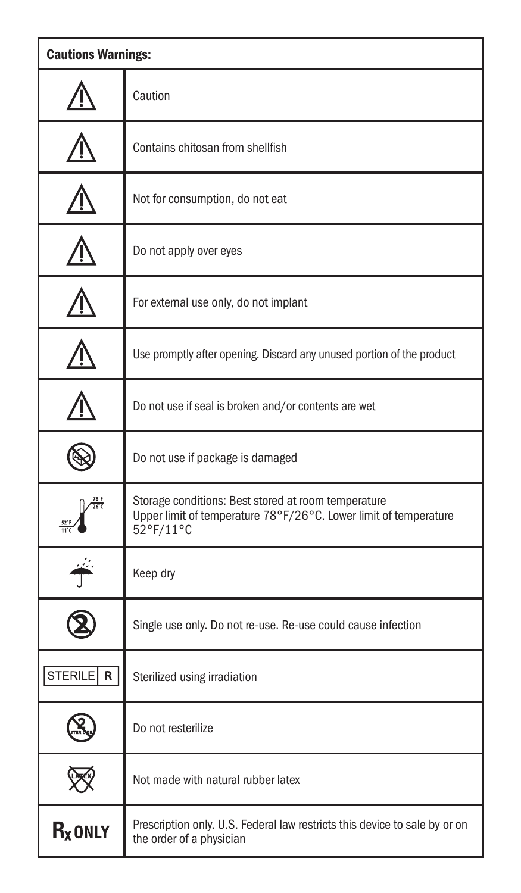| Cautions Warnings: | |
|---|---|
| ⚠ | Caution |
| ⚠ | Contains chitosan from shellfish |
| ⚠ | Not for consumption, do not eat |
| ⚠ | Do not apply over eyes |
| ⚠ | For external use only, do not implant |
| ⚠ | Use promptly after opening. Discard any unused portion of the product |
| ⚠ | Do not use if seal is broken and/or contents are wet |
| | Do not use if package is damaged |
| 78°F 26°C 52°F 11°C | Storage conditions: Best stored at room temperature Upper limit of temperature 78°F/26°C. Lower limit of temperature 52°F/11°C |
| | Keep dry |
| | Single use only. Do not re-use. Re-use could cause infection |
| STERILE R | Sterilized using irradiation |
| STERILIZE | Do not resterilize |
| LATEX | Not made with natural rubber latex |
| Rx ONLY | Prescription only. U.S. Federal law restricts this device to sale by or on the order of a physician |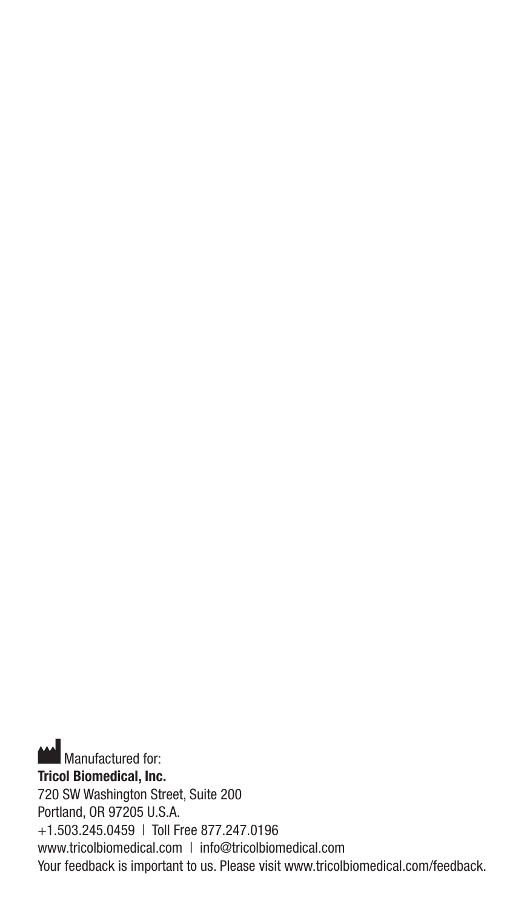Manufactured for:

**Tricol Biomedical, Inc.**

720 SW Washington Street, Suite 200

Portland, OR 97205 U.S.A.

+1.503.245.0459 | Toll Free 877.247.0196

www.tricolbiomedical.com | info@tricolbiomedical.com

Your feedback is important to us. Please visit www.tricolbiomedical.com/feedback.